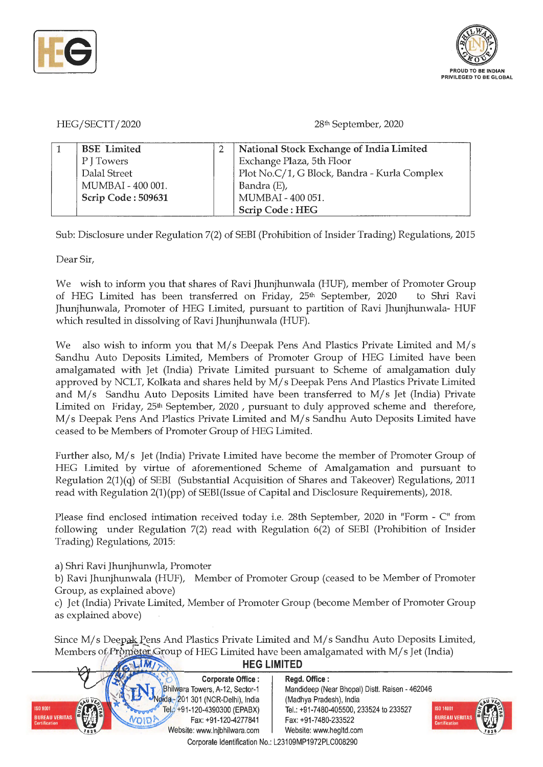HEG/SECTT/2020

28th September, 2020

| 1 | **BSE Limited**<br>P J Towers<br>Dalal Street<br>MUMBAI - 400 001.<br>**Scrip Code : 509631** | 2 | **National Stock Exchange of India Limited**<br>Exchange Plaza, 5th Floor<br>Plot No.C/1, G Block, Bandra - Kurla Complex<br>Bandra (E),<br>MUMBAI - 400 051.<br>**Scrip Code : HEG** |
|---|---|---|---|

Sub: Disclosure under Regulation 7(2) of SEBI (Prohibition of Insider Trading) Regulations, 2015

Dear Sir,

We wish to inform you that shares of Ravi Jhunjhunwala (HUF), member of Promoter Group of HEG Limited has been transferred on Friday, 25th September, 2020 to Shri Ravi Jhunjhunwala, Promoter of HEG Limited, pursuant to partition of Ravi Jhunjhunwala- HUF which resulted in dissolving of Ravi Jhunjhunwala (HUF).

We also wish to inform you that M/s Deepak Pens And Plastics Private Limited and M/s Sandhu Auto Deposits Limited, Members of Promoter Group of HEG Limited have been amalgamated with Jet (India) Private Limited pursuant to Scheme of amalgamation duly approved by NCLT, Kolkata and shares held by M/s Deepak Pens And Plastics Private Limited and M/s Sandhu Auto Deposits Limited have been transferred to M/s Jet (India) Private Limited on Friday, 25th September, 2020 , pursuant to duly approved scheme and therefore, M/s Deepak Pens And Plastics Private Limited and M/s Sandhu Auto Deposits Limited have ceased to be Members of Promoter Group of HEG Limited.

Further also, M/s Jet (India) Private Limited have become the member of Promoter Group of HEG Limited by virtue of aforementioned Scheme of Amalgamation and pursuant to Regulation 2(1)(q) of SEBI (Substantial Acquisition of Shares and Takeover) Regulations, 2011 read with Regulation 2(1)(pp) of SEBI(Issue of Capital and Disclosure Requirements), 2018.

Please find enclosed intimation received today i.e. 28th September, 2020 in "Form - C" from following under Regulation 7(2) read with Regulation 6(2) of SEBI (Prohibition of Insider Trading) Regulations, 2015:

a) Shri Ravi Jhunjhunwla, Promoter
b) Ravi Jhunjhunwala (HUF), Member of Promoter Group (ceased to be Member of Promoter Group, as explained above)
c) Jet (India) Private Limited, Member of Promoter Group (become Member of Promoter Group as explained above)

Since M/s Deepak Pens And Plastics Private Limited and M/s Sandhu Auto Deposits Limited, Members of Promoter Group of HEG Limited have been amalgamated with M/s Jet (India)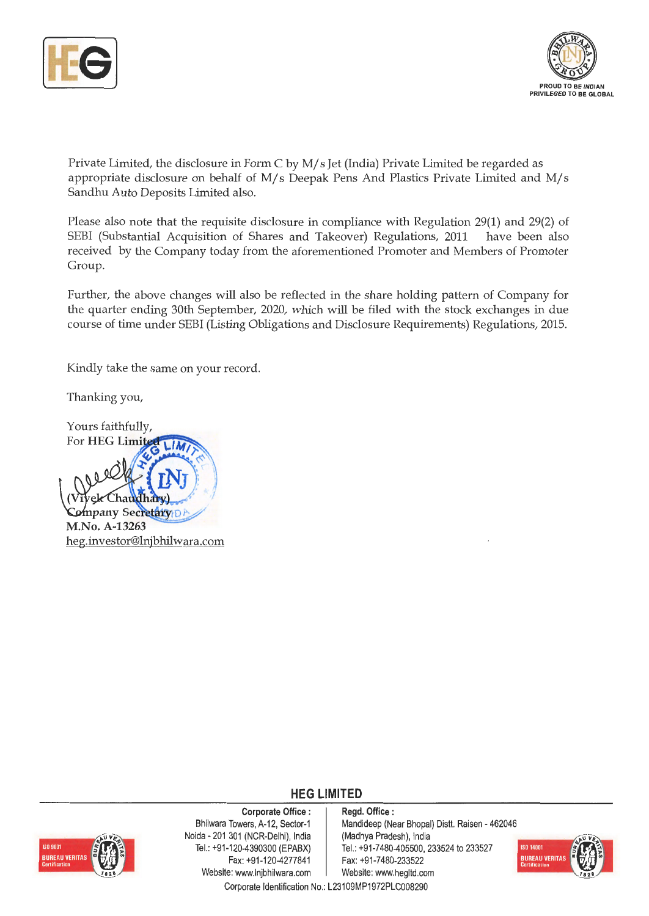Private Limited, the disclosure in Form C by M/s Jet (India) Private Limited be regarded as appropriate disclosure on behalf of M/s Deepak Pens And Plastics Private Limited and M/s Sandhu Auto Deposits Limited also.

Please also note that the requisite disclosure in compliance with Regulation 29(1) and 29(2) of SEBI (Substantial Acquisition of Shares and Takeover) Regulations, 2011 have been also received by the Company today from the aforementioned Promoter and Members of Promoter Group.

Further, the above changes will also be reflected in the share holding pattern of Company for the quarter ending 30th September, 2020, which will be filed with the stock exchanges in due course of time under SEBI (Listing Obligations and Disclosure Requirements) Regulations, 2015.

Kindly take the same on your record.

Thanking you,

Yours faithfully,
For **HEG Limited**

(Vivek Chaudhary)
Company Secretary
**M.No. A-13263**
heg.investor@lnjbhilwara.com

**HEG LIMITED**

**Corporate Office :**
Bhilwara Towers, A-12, Sector-1
Noida - 201 301 (NCR-Delhi), India
Tel.: +91-120-4390300 (EPABX)
Fax: +91-120-4277841
Website: www.lnjbhilwara.com

**Regd. Office :**
Mandideep (Near Bhopal) Distt. Raisen - 462046
(Madhya Pradesh), India
Tel.: +91-7480-405500, 233524 to 233527
Fax: +91-7480-233522
Website: www.hegltd.com

Corporate Identification No.: L23109MP1972PLC008290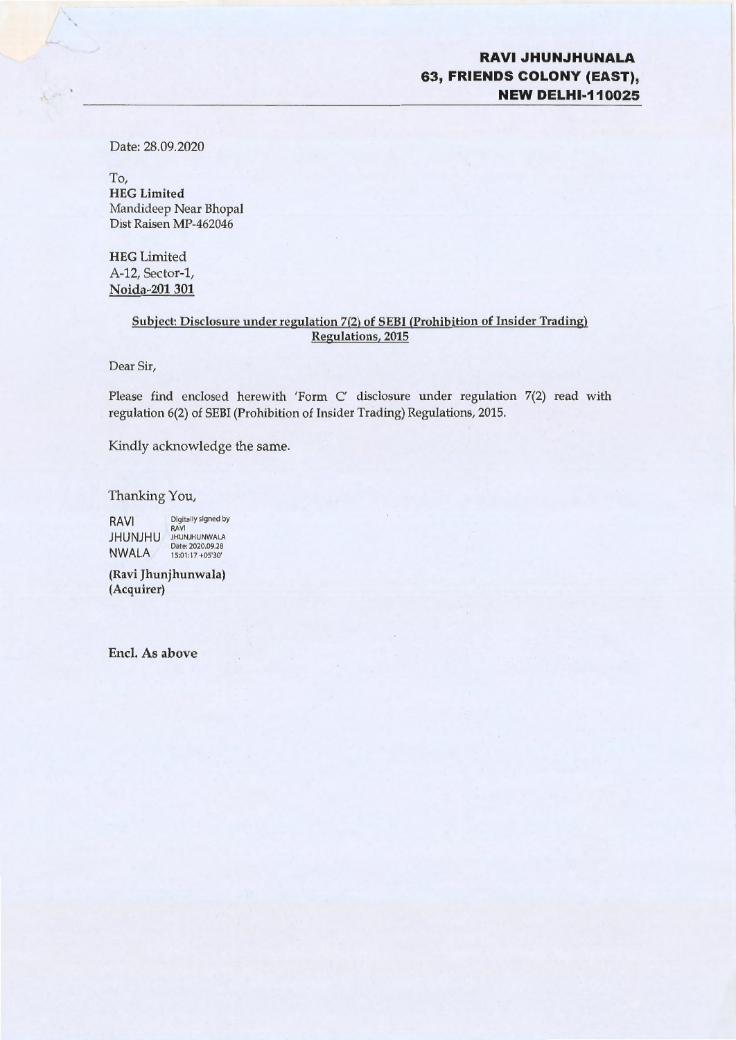**RAVI JHUNJHUNALA**
**63, FRIENDS COLONY (EAST),**
**NEW DELHI-110025**

Date: 28.09.2020

To,
**HEG Limited**
Mandideep Near Bhopal
Dist Raisen MP-462046

**HEG** Limited
A-12, Sector-1,
Noida-201 301

**Subject: Disclosure under regulation 7(2) of SEBI (Prohibition of Insider Trading) Regulations, 2015**

Dear Sir,

Please find enclosed herewith 'Form C' disclosure under regulation 7(2) read with regulation 6(2) of SEBI (Prohibition of Insider Trading) Regulations, 2015.

Kindly acknowledge the same.

Thanking You,

RAVI JHUNJHUNWALA Digitally signed by RAVI JHUNJHUNWALA Date: 2020.09.28 15:01:17 +05'30'

**(Ravi Jhunjhunwala)**
**(Acquirer)**

**Encl. As above**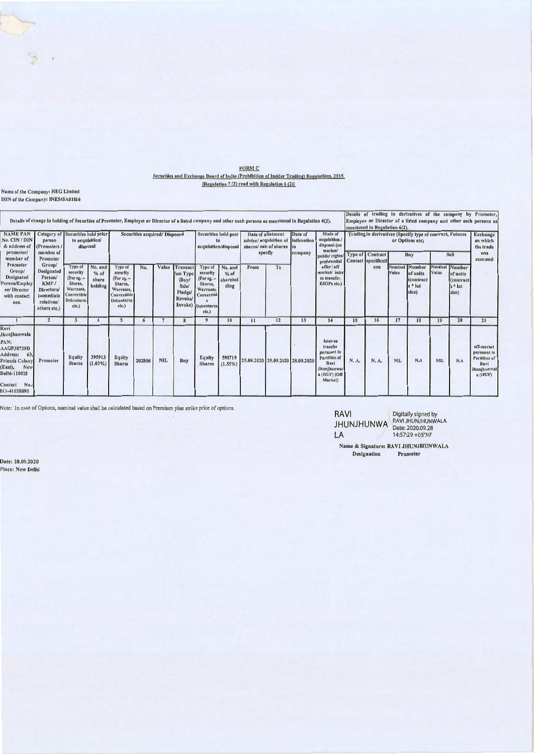**FORM C**

**Securities and Exchange Board of India (Prohibition of Insider Trading) Regulations, 2015**

**[Regulation 7 (2) read with Regulation 6 (2)]**

Name of the Company: HEG Limited

ISIN of the Company: INE545A01016

| Details of change in holding of Securities of Promoter, Employee or Director of a listed company and other such persons as mentioned in Regulation 6(2). | | | | | | | | | | | | | | Details of trading in derivatives of the company by Promoter, Employee or Director of a listed company and other such persons as mentioned in Regulation 6(2). | | | | | | |
|---|---|---|---|---|---|---|---|---|---|---|---|---|---|---|---|---|---|---|---|---|
| NAME PAN No. CIN / DIN & address of promoter/ member of Promoter Group/ Designated Person/Employee/ Director with contact nos. | Category of person (Promoters / member of Promoter Group/ Designated Person/ KMP / Directors/ immediate relatives/ others etc.) | Securities held prior to acquisition/ disposal | | Securities acquired/ Disposed | | | | Securities held post to acquisition/disposal | | Date of allotment advice/ acquisition of shares/ sale of shares specify | | Date of intimation to company | Mode of acquisition / disposal (on market/ public/ rights/ preferential offer / off market/ inter se transfer, ESOPs etc.) | Trading in derivatives (Specify type of contract, Futures or Options etc) | | | | | | Exchange on which the trade was executed |
| | | Type of security (For eg. – Shares, Warrants, Convertible Debentures etc.) | No. and % of share holding | Type of security (For eg. – Shares, Warrants, Convertible Debentures etc.) | No. | Value | Transaction Type (Buy/ Sale/ Pledge/ Revoke/ Invoke) | Type of security (For eg. – Shares, Warrants, Convertible Debentures etc.) | No. and % of shareholding | From | To | | | Type of Contact | Contract specifications | Buy | | Sell | | |
| | | | | | | | | | | | | | | | | Nominal Value | Number of units (contracts * lot size) | Nominal Value | Number of units (contracts * lot size) | |
| 1 | 2 | 3 | 4 | 5 | 6 | 7 | 8 | 9 | 10 | 11 | 12 | 13 | 14 | 15 | 16 | 17 | 18 | 19 | 20 | 21 |
| Ravi Jhunjhunwala PAN: AAGPJ0739D Address: 63, Friends Colony (East), New Delhi-110025 Contact No.- 011-41628890 | Promoter | Equity Shares | 395913 (1.03%) | Equity Shares | 202806 | NIL | Buy | Equity Shares | 598719 (1.55%) | 25.09.2020 | 25.09.2020 | 28.09.2020 | Inter-se transfer pursuant to Partition of Ravi Jhunjhunwala (HUF) (Off Market) | N. A. | N. A. | NIL | N.A | NIL | N.A | off-market pursuant to Partition of Ravi Jhunjhunwala (HUF) |

Note: In case of Options, notional value shall be calculated based on Premium plus strike price of options.

RAVI JHUNJHUNWALA
Digitally signed by RAVI JHUNJHUNWALA
Date: 2020.09.28 14:57:29 +05'30'

Name & Signature: RAVI JHUNJHUNWALA

Designation Promoter

Date: 28.09.2020

Place: New Delhi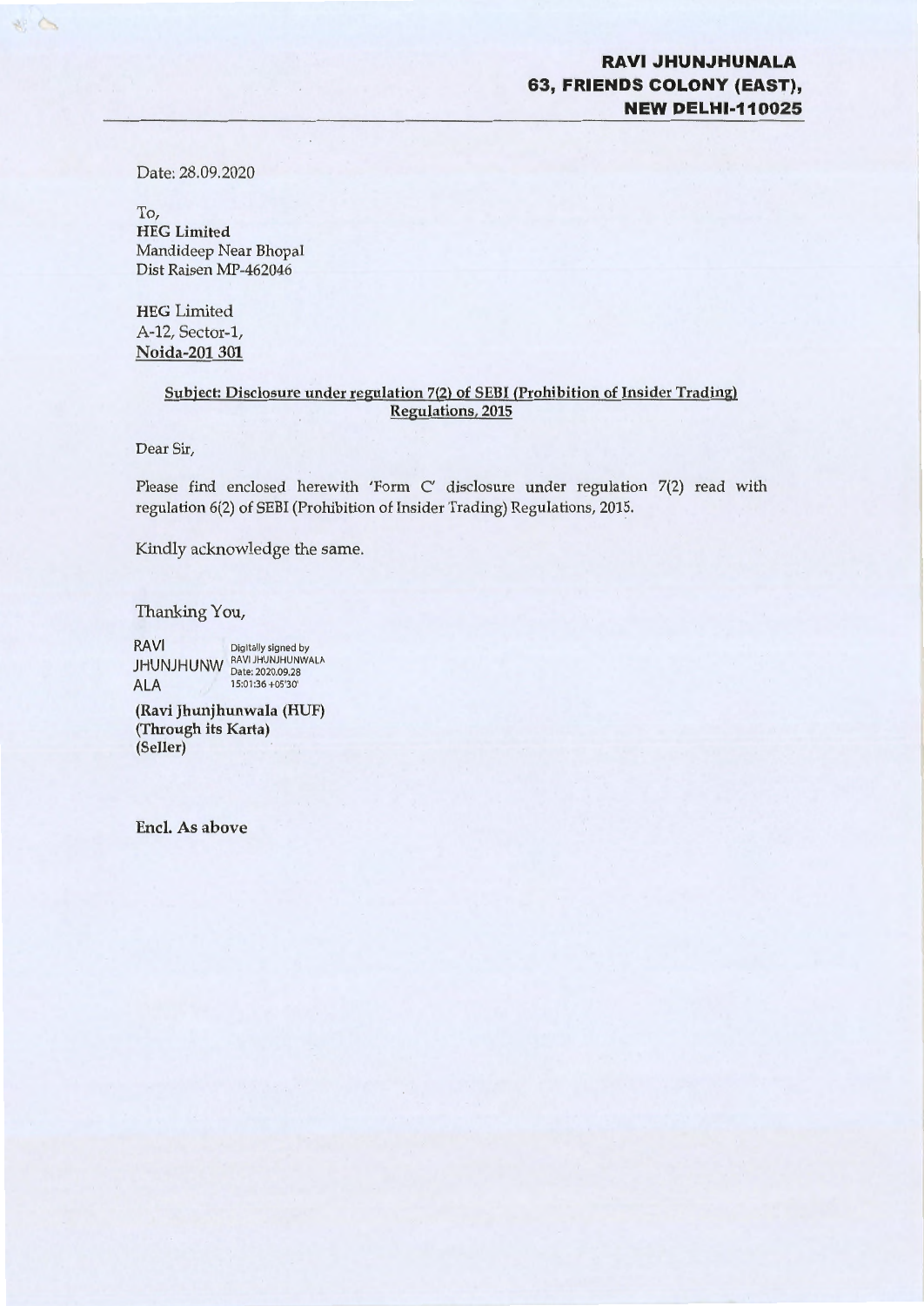**RAVI JHUNJHUNALA**
**63, FRIENDS COLONY (EAST),**
**NEW DELHI-110025**

Date: 28.09.2020

To,
**HEG Limited**
Mandideep Near Bhopal
Dist Raisen MP-462046

**HEG** Limited
A-12, Sector-1,
**Noida-201 301**

**Subject: Disclosure under regulation 7(2) of SEBI (Prohibition of Insider Trading) Regulations, 2015**

Dear Sir,

Please find enclosed herewith 'Form C' disclosure under regulation 7(2) read with regulation 6(2) of SEBI (Prohibition of Insider Trading) Regulations, 2015.

Kindly acknowledge the same.

Thanking You,

RAVI JHUNJHUNWALA
Digitally signed by RAVI JHUNJHUNWALA
Date: 2020.09.28 15:01:36 +05'30'

**(Ravi Jhunjhunwala (HUF)**
**(Through its Karta)**
**(Seller)**

**Encl. As above**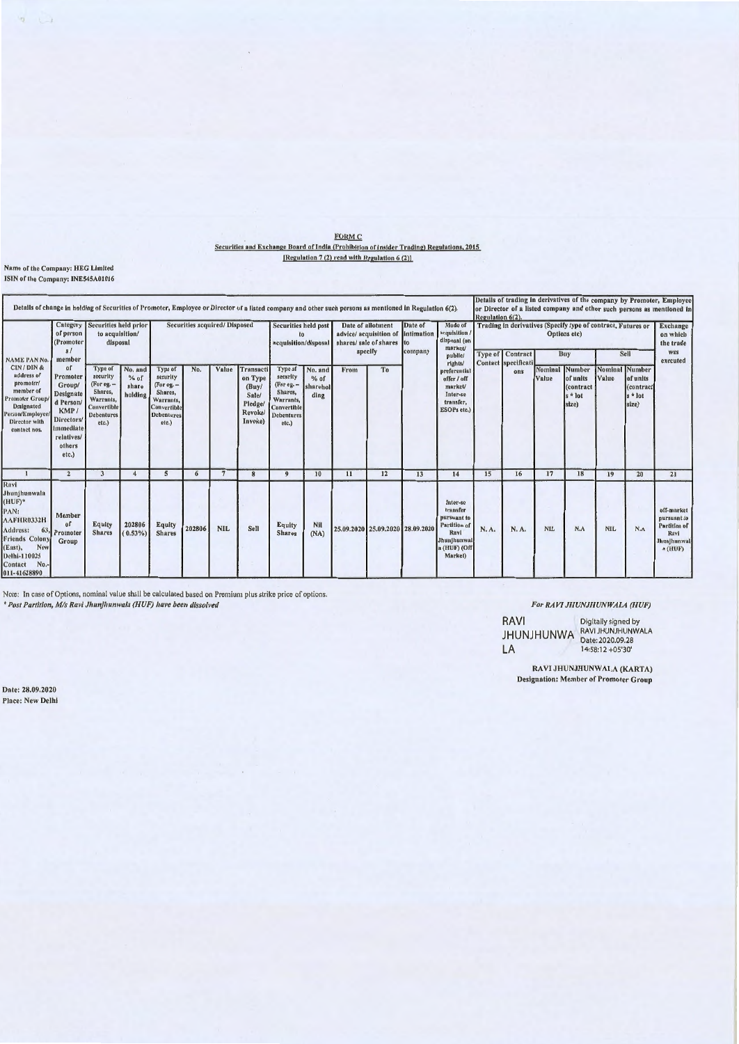**FORM C**

**Securities and Exchange Board of India (Prohibition of Insider Trading) Regulations, 2015**

**[Regulation 7 (2) read with Regulation 6 (2)]**

**Name of the Company: HEG Limited**

**ISIN of the Company: INE545A01016**

| Details of change in holding of Securities of Promoter, Employee or Director of a listed company and other such persons as mentioned in Regulation 6(2). | | | | | | | | | | | | | | Details of trading in derivatives of the company by Promoter, Employee or Director of a listed company and other such persons as mentioned in Regulation 6(2). | | | | | | |
|---|---|---|---|---|---|---|---|---|---|---|---|---|---|---|---|---|---|---|---|---|
| NAME PAN No. CIN / DIN & address of promoter/ member of Promoter Group/ Designated Person/Employee/ Director with contact nos. | Category of person (Promoter s/ member of Promoter Group/ Designated Person/ KMP / Directors/ immediate relatives/ others etc.) | Securities held prior to acquisition/ disposal | | Securities acquired/ Disposed | | | | Securities held post to acquisition/disposal | | Date of allotment advice/ acquisition of shares/ sale of shares specify | | Date of intimation to company | Mode of acquisition / disposal (on market/ public/ rights/ preferential offer / off market/ Inter-se transfer, ESOPs etc.) | Trading in derivatives (Specify type of contract, Futures or Options etc) | | | | | | Exchange on which the trade was executed |
| | | Type of security (For eg. – Shares, Warrants, Convertible Debentures etc.) | No. and % of share holding | Type of security (For eg. – Shares, Warrants, Convertible Debentures etc.) | No. | Value | Transaction Type (Buy/ Sale/ Pledge/ Revoke/ Invoke) | Type of security (For eg. – Shares, Warrants, Convertible Debentures etc.) | No. and % of shareholding | From | To | | | Type of Contract | Contract specifications | Buy | | Sell | | |
| | | | | | | | | | | | | | | | | Nominal Value | Number of units (contracts * lot size) | Nominal Value | Number of units (contracts * lot size) | |
| 1 | 2 | 3 | 4 | 5 | 6 | 7 | 8 | 9 | 10 | 11 | 12 | 13 | 14 | 15 | 16 | 17 | 18 | 19 | 20 | 21 |
| Ravi Jhunjhunwala (HUF)* PAN: AAFHR0332H Address: 63, Friends Colony (East), New Delhi-110025 Contact No.- 011-41628890 | Member of Promoter Group | Equity Shares | 202806 (0.53%) | Equity Shares | 202806 | NIL | Sell | Equity Shares | Nil (NA) | 25.09.2020 | 25.09.2020 | 28.09.2020 | Inter-se transfer pursuant to Partition of Ravi Jhunjhunwala (HUF) (Off Market) | N. A. | N. A. | NIL | N.A | NIL | N.A | off-market pursuant to Partition of Ravi Jhunjhunwala (HUF) |

Note: In case of Options, nominal value shall be calculated based on Premium plus strike price of options.

*\* Post Partition, M/s Ravi Jhunjhunwala (HUF) have been dissolved*

*For RAVI JHUNJHUNWALA (HUF)*

RAVI JHUNJHUNWALA
Digitally signed by RAVI JHUNJHUNWALA
Date: 2020.09.28 14:58:12 +05'30'

**RAVI JHUNJHUNWALA (KARTA)**
**Designation: Member of Promoter Group**

**Date: 28.09.2020**
**Place: New Delhi**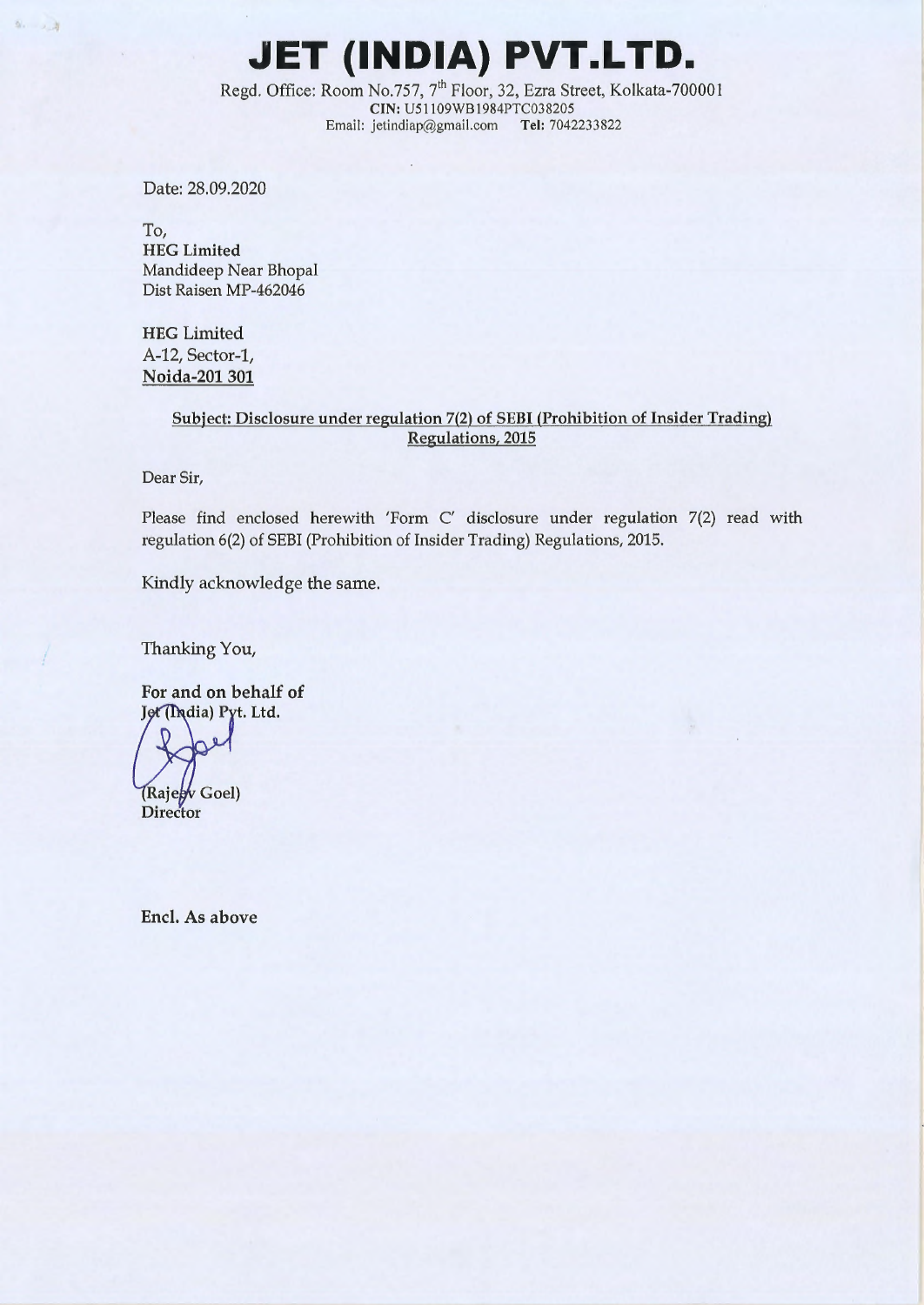# JET (INDIA) PVT.LTD.

Regd. Office: Room No.757, 7th Floor, 32, Ezra Street, Kolkata-700001
**CIN:** U51109WB1984PTC038205
Email: jetindiap@gmail.com **Tel:** 7042233822

Date: 28.09.2020

To,
**HEG Limited**
Mandideep Near Bhopal
Dist Raisen MP-462046

HEG Limited
A-12, Sector-1,
Noida-201 301

**Subject: Disclosure under regulation 7(2) of SEBI (Prohibition of Insider Trading) Regulations, 2015**

Dear Sir,

Please find enclosed herewith 'Form C' disclosure under regulation 7(2) read with regulation 6(2) of SEBI (Prohibition of Insider Trading) Regulations, 2015.

Kindly acknowledge the same.

Thanking You,

**For and on behalf of**
**Jet (India) Pvt. Ltd.**

(Rajeev Goel)
**Director**

**Encl. As above**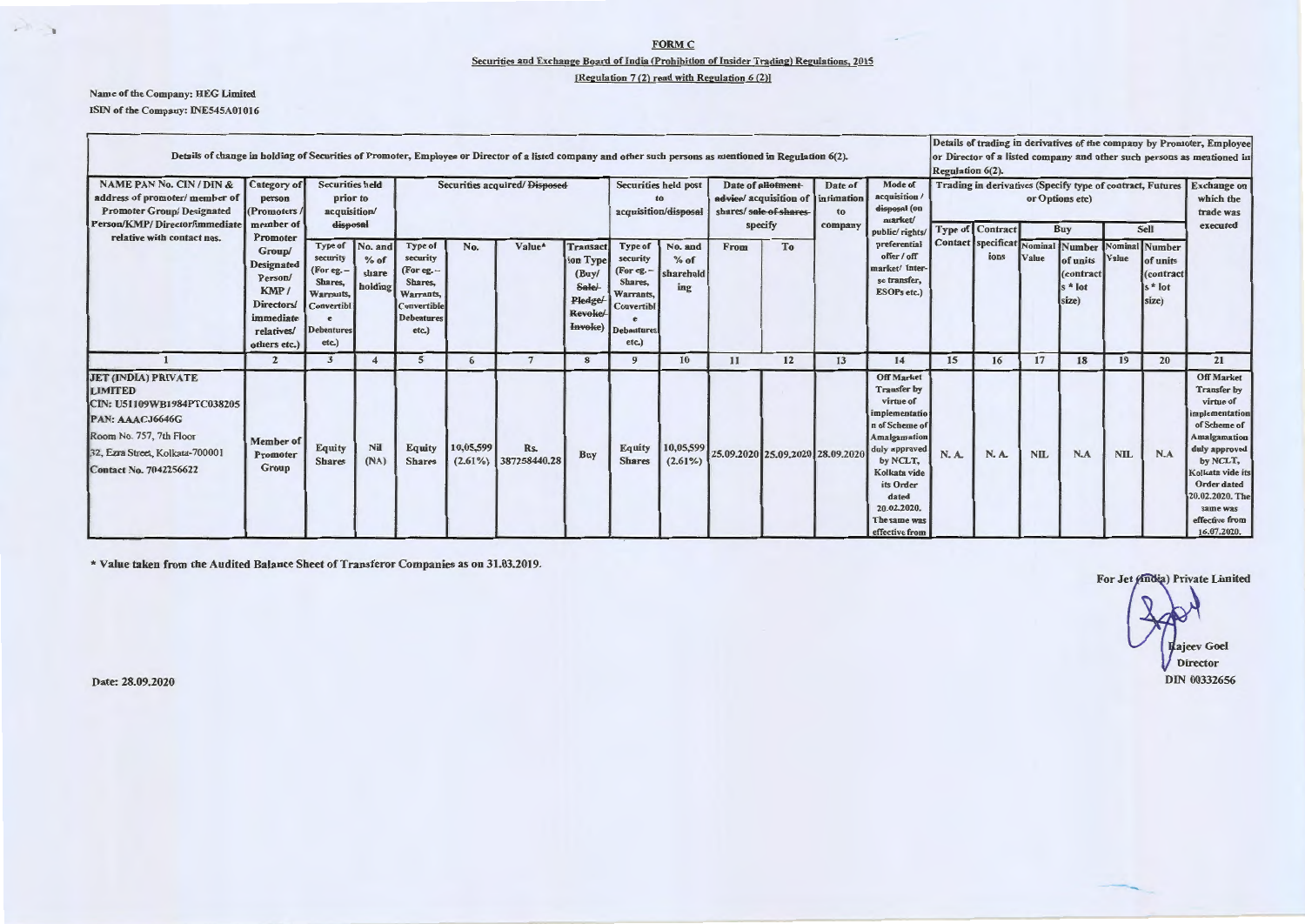**FORM C**

**Securities and Exchange Board of India (Prohibition of Insider Trading) Regulations, 2015**

**[Regulation 7 (2) read with Regulation 6 (2)]**

**Name of the Company: HEG Limited**

**ISIN of the Company: INE545A01016**

| Details of change in holding of Securities of Promoter, Employee or Director of a listed company and other such persons as mentioned in Regulation 6(2). | | | | | | | | | | | | | | Details of trading in derivatives of the company by Promoter, Employee or Director of a listed company and other such persons as mentioned in Regulation 6(2). | | | | | | |
|---|---|---|---|---|---|---|---|---|---|---|---|---|---|---|---|---|---|---|---|---|
| NAME PAN No. CIN / DIN & address of promoter/ member of Promoter Group/ Designated Person/KMP/ Director/immediate relative with contact nos. | Category of person (Promoters / member of Promoter Group/ Designated Person/ KMP / Directors/ immediate relatives/ others etc.) | Securities held prior to acquisition/ ~~disposal~~ | | Securities acquired/ ~~Disposed~~ | | | | Securities held post to acquisition/disposal | | Date of ~~allotment advice~~/ acquisition of shares/ ~~sale of shares~~ specify | | Date of intimation to company | Mode of acquisition / ~~disposal~~ (on market/ public/ rights/ preferential offer / off market/ Inter-se transfer, ESOPs etc.) | Trading in derivatives (Specify type of contract, Futures or Options etc) | | | | | | Exchange on which the trade was executed |
| | | Type of security (For eg. – Shares, Warrants, Convertible Debentures etc.) | No. and % of share holding | Type of security (For eg. – Shares, Warrants, Convertible Debentures etc.) | No. | Value* | Transaction Type (Buy/ ~~Sale/ Pledge/ Revoke/ Invoke~~) | Type of security (For eg. – Shares, Warrants, Convertible Debentures etc.) | No. and % of shareholding | From | To | | | Type of Contact | Contract specifications | Buy | | Sell | | |
| | | | | | | | | | | | | | | | | Nominal Value | Number of units (contracts * lot size) | Nominal Value | Number of units (contracts * lot size) | |
| 1 | 2 | 3 | 4 | 5 | 6 | 7 | 8 | 9 | 10 | 11 | 12 | 13 | 14 | 15 | 16 | 17 | 18 | 19 | 20 | 21 |
| **JET (INDIA) PRIVATE LIMITED** CIN: U51109WB1984PTC038205 PAN: AAACJ6646G Room No. 757, 7th Floor 32, Ezra Street, Kolkata-700001 Contact No. 7042256622 | Member of Promoter Group | Equity Shares | Nil (NA) | Equity Shares | 10,05,599 (2.61%) | Rs. 387258440.28 | Buy | Equity Shares | 10,05,599 (2.61%) | 25.09.2020 | 25.09.2020 | 28.09.2020 | Off Market Transfer by virtue of implementation of Scheme of Amalgamation duly approved by NCLT, Kolkata vide its Order dated 20.02.2020. The same was effective from | N. A. | N. A. | NIL | N.A | NIL | N.A | Off Market Transfer by virtue of implementation of Scheme of Amalgamation duly approved by NCLT, Kolkata vide its Order dated 20.02.2020. The same was effective from 16.07.2020. |

\* Value taken from the Audited Balance Sheet of Transferor Companies as on 31.03.2019.

For Jet (India) Private Limited

Rajeev Goel
Director
DIN 00332656

Date: 28.09.2020